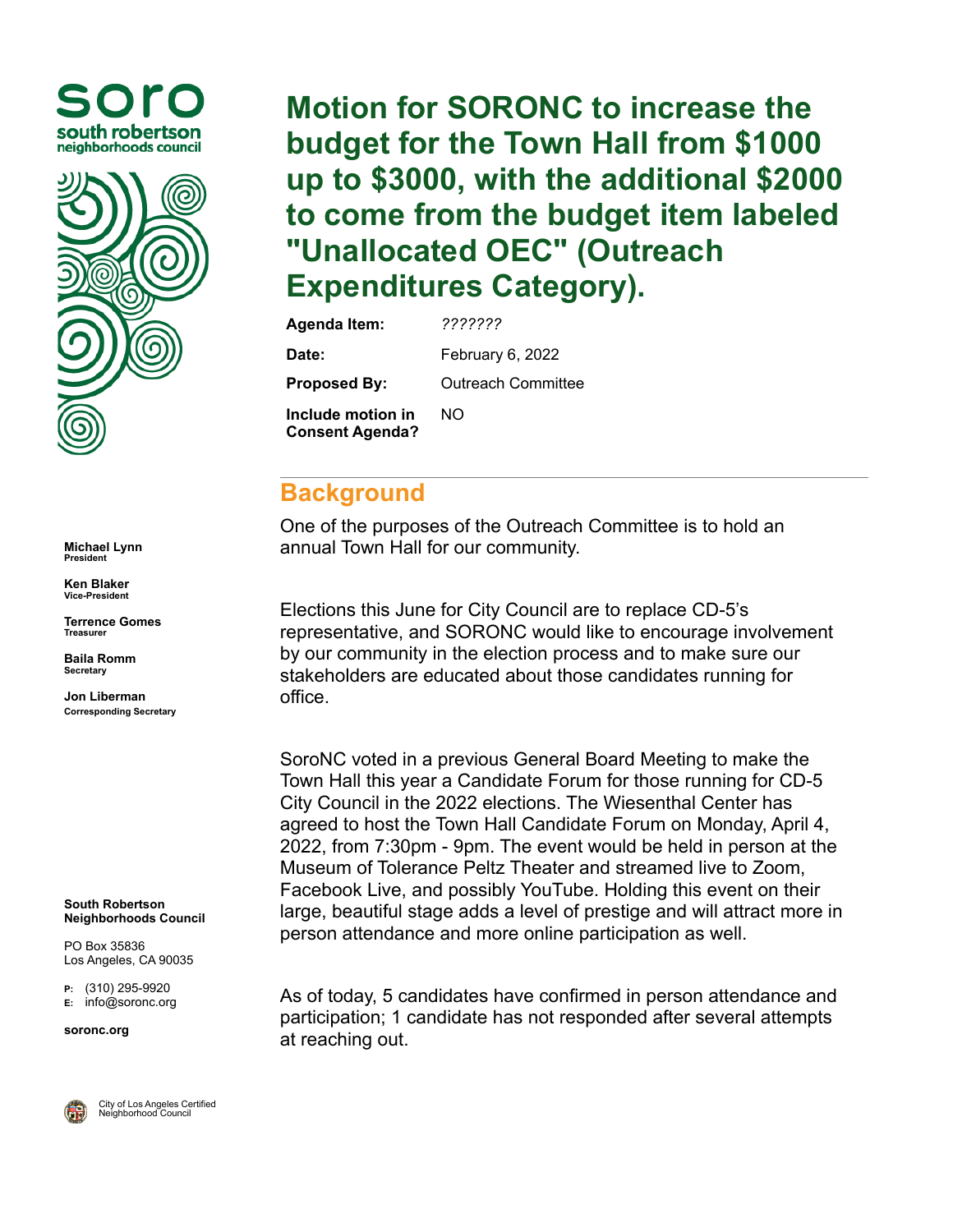# Motion for SORONC to increase the budget for the Town Hall from $1000 up to $3000, with the additional $2000 to come from the budget item labeled "Unallocated OEC" (Outreach Expenditures Category).

| | |
|---|---|
| **Agenda Item:** | *???????* |
| **Date:** | February 6, 2022 |
| **Proposed By:** | Outreach Committee |
| **Include motion in Consent Agenda?** | NO |

## Background

One of the purposes of the Outreach Committee is to hold an annual Town Hall for our community.

Elections this June for City Council are to replace CD-5's representative, and SORONC would like to encourage involvement by our community in the election process and to make sure our stakeholders are educated about those candidates running for office.

SoroNC voted in a previous General Board Meeting to make the Town Hall this year a Candidate Forum for those running for CD-5 City Council in the 2022 elections. The Wiesenthal Center has agreed to host the Town Hall Candidate Forum on Monday, April 4, 2022, from 7:30pm - 9pm. The event would be held in person at the Museum of Tolerance Peltz Theater and streamed live to Zoom, Facebook Live, and possibly YouTube. Holding this event on their large, beautiful stage adds a level of prestige and will attract more in person attendance and more online participation as well.

As of today, 5 candidates have confirmed in person attendance and participation; 1 candidate has not responded after several attempts at reaching out.

---

soro
south robertson neighborhoods council

**Michael Lynn**
**President**

**Ken Blaker**
**Vice-President**

**Terrence Gomes**
**Treasurer**

**Baila Romm**
**Secretary**

**Jon Liberman**
**Corresponding Secretary**

**South Robertson Neighborhoods Council**

PO Box 35836
Los Angeles, CA 90035

**P:** (310) 295-9920
**E:** info@soronc.org

**soronc.org**

City of Los Angeles Certified Neighborhood Council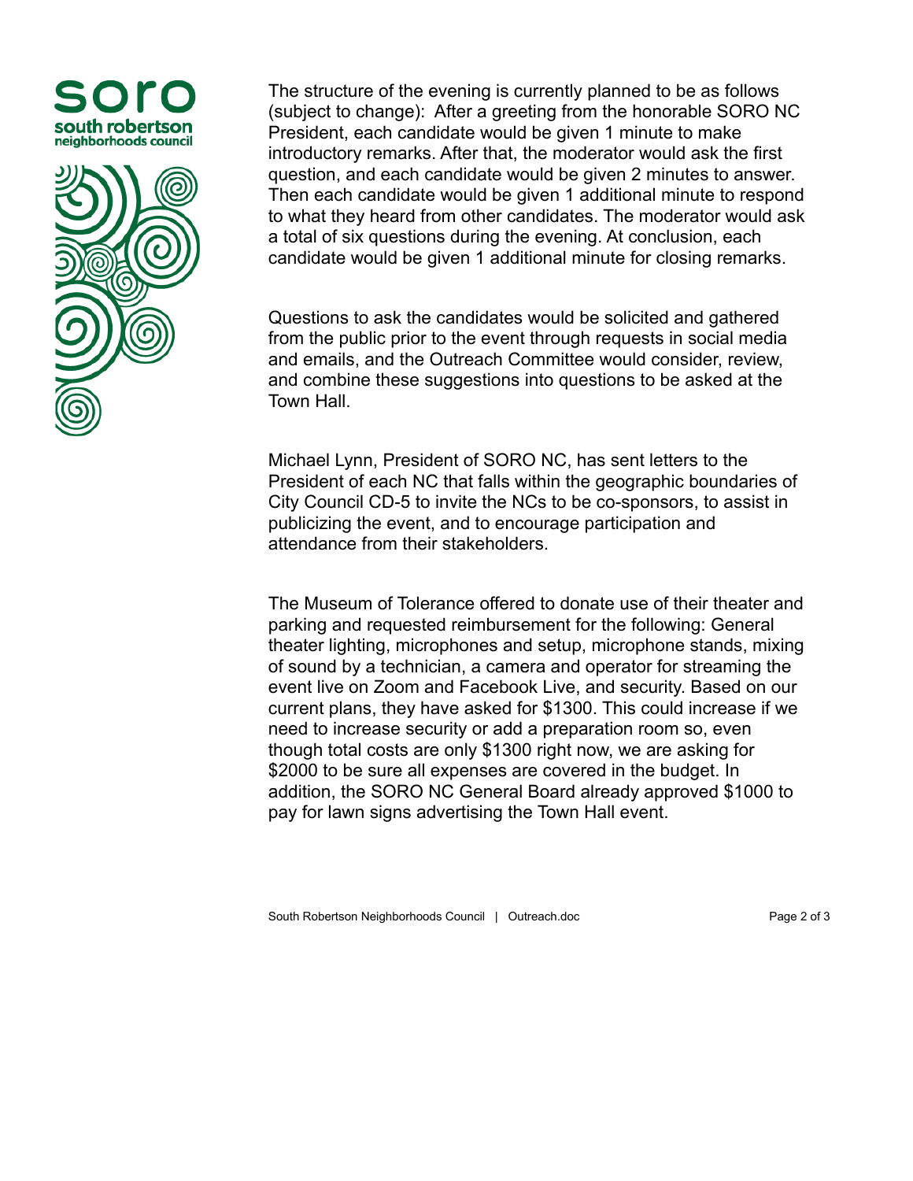The structure of the evening is currently planned to be as follows (subject to change): After a greeting from the honorable SORO NC President, each candidate would be given 1 minute to make introductory remarks. After that, the moderator would ask the first question, and each candidate would be given 2 minutes to answer. Then each candidate would be given 1 additional minute to respond to what they heard from other candidates. The moderator would ask a total of six questions during the evening. At conclusion, each candidate would be given 1 additional minute for closing remarks.

Questions to ask the candidates would be solicited and gathered from the public prior to the event through requests in social media and emails, and the Outreach Committee would consider, review, and combine these suggestions into questions to be asked at the Town Hall.

Michael Lynn, President of SORO NC, has sent letters to the President of each NC that falls within the geographic boundaries of City Council CD-5 to invite the NCs to be co-sponsors, to assist in publicizing the event, and to encourage participation and attendance from their stakeholders.

The Museum of Tolerance offered to donate use of their theater and parking and requested reimbursement for the following: General theater lighting, microphones and setup, microphone stands, mixing of sound by a technician, a camera and operator for streaming the event live on Zoom and Facebook Live, and security. Based on our current plans, they have asked for $1300. This could increase if we need to increase security or add a preparation room so, even though total costs are only $1300 right now, we are asking for $2000 to be sure all expenses are covered in the budget. In addition, the SORO NC General Board already approved $1000 to pay for lawn signs advertising the Town Hall event.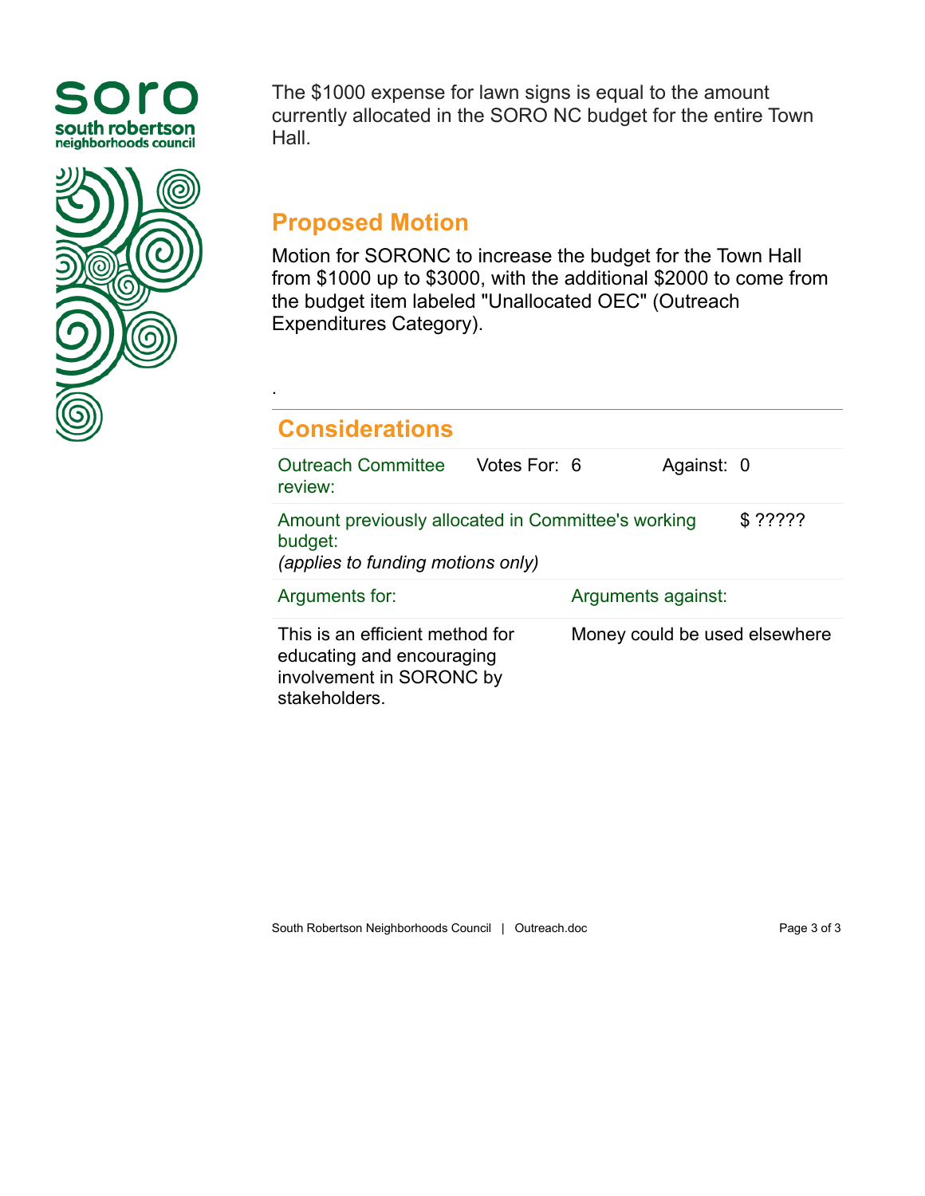The $1000 expense for lawn signs is equal to the amount currently allocated in the SORO NC budget for the entire Town Hall.

## Proposed Motion

Motion for SORONC to increase the budget for the Town Hall from $1000 up to $3000, with the additional $2000 to come from the budget item labeled "Unallocated OEC" (Outreach Expenditures Category).

.

## Considerations

| | | |
|---|---|---|
| Outreach Committee review: | Votes For: 6 | Against: 0 |
| Amount previously allocated in Committee's working budget: *(applies to funding motions only)* | | $ ????? |

| Arguments for: | Arguments against: |
|---|---|
| This is an efficient method for educating and encouraging involvement in SORONC by stakeholders. | Money could be used elsewhere |